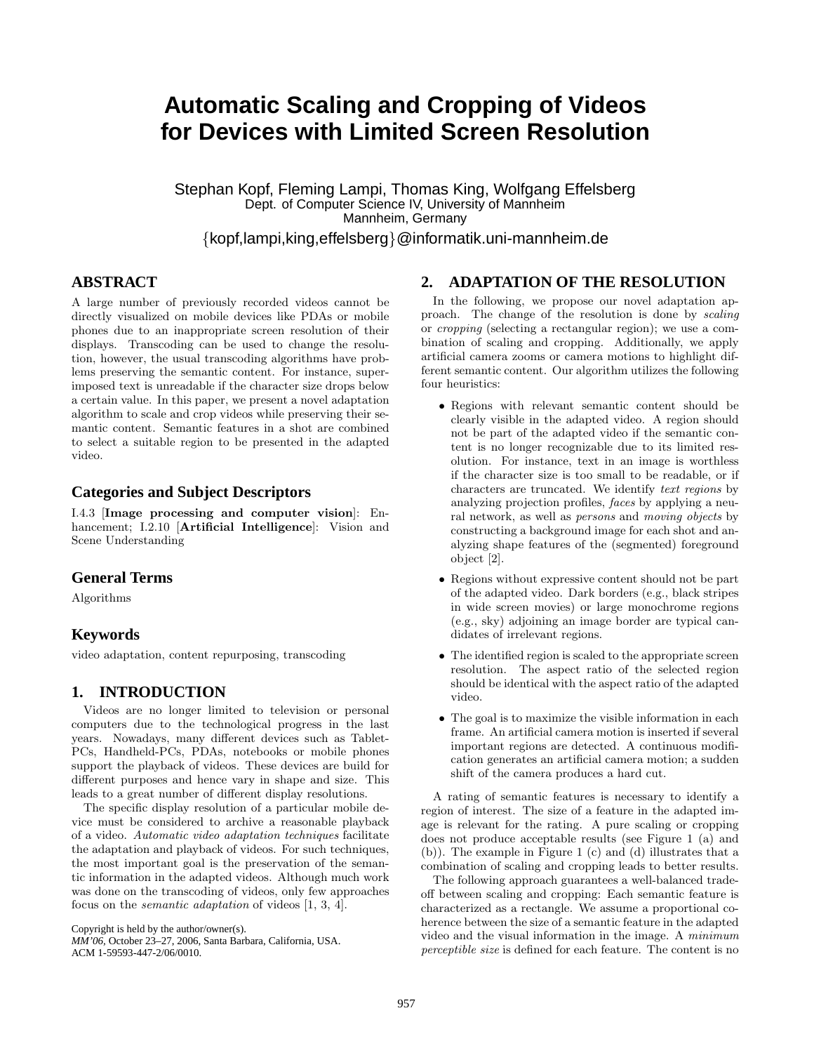# Automatic Scaling and Cropping of Videos for Devices with Limited Screen Resolution

Stephan Kopf, Fleming Lampi, Thomas King, Wolfgang Effelsberg
Dept. of Computer Science IV, University of Mannheim
Mannheim, Germany
{kopf,lampi,king,effelsberg}@informatik.uni-mannheim.de

## ABSTRACT

A large number of previously recorded videos cannot be directly visualized on mobile devices like PDAs or mobile phones due to an inappropriate screen resolution of their displays. Transcoding can be used to change the resolution, however, the usual transcoding algorithms have problems preserving the semantic content. For instance, superimposed text is unreadable if the character size drops below a certain value. In this paper, we present a novel adaptation algorithm to scale and crop videos while preserving their semantic content. Semantic features in a shot are combined to select a suitable region to be presented in the adapted video.

## Categories and Subject Descriptors

I.4.3 [**Image processing and computer vision**]: Enhancement; I.2.10 [**Artificial Intelligence**]: Vision and Scene Understanding

## General Terms

Algorithms

## Keywords

video adaptation, content repurposing, transcoding

## 1. INTRODUCTION

Videos are no longer limited to television or personal computers due to the technological progress in the last years. Nowadays, many different devices such as Tablet-PCs, Handheld-PCs, PDAs, notebooks or mobile phones support the playback of videos. These devices are build for different purposes and hence vary in shape and size. This leads to a great number of different display resolutions.

The specific display resolution of a particular mobile device must be considered to archive a reasonable playback of a video. *Automatic video adaptation techniques* facilitate the adaptation and playback of videos. For such techniques, the most important goal is the preservation of the semantic information in the adapted videos. Although much work was done on the transcoding of videos, only few approaches focus on the *semantic adaptation* of videos [1, 3, 4].

Copyright is held by the author/owner(s).
*MM'06*, October 23–27, 2006, Santa Barbara, California, USA.
ACM 1-59593-447-2/06/0010.

## 2. ADAPTATION OF THE RESOLUTION

In the following, we propose our novel adaptation approach. The change of the resolution is done by *scaling* or *cropping* (selecting a rectangular region); we use a combination of scaling and cropping. Additionally, we apply artificial camera zooms or camera motions to highlight different semantic content. Our algorithm utilizes the following four heuristics:

- Regions with relevant semantic content should be clearly visible in the adapted video. A region should not be part of the adapted video if the semantic content is no longer recognizable due to its limited resolution. For instance, text in an image is worthless if the character size is too small to be readable, or if characters are truncated. We identify *text regions* by analyzing projection profiles, *faces* by applying a neural network, as well as *persons* and *moving objects* by constructing a background image for each shot and analyzing shape features of the (segmented) foreground object [2].
- Regions without expressive content should not be part of the adapted video. Dark borders (e.g., black stripes in wide screen movies) or large monochrome regions (e.g., sky) adjoining an image border are typical candidates of irrelevant regions.
- The identified region is scaled to the appropriate screen resolution. The aspect ratio of the selected region should be identical with the aspect ratio of the adapted video.
- The goal is to maximize the visible information in each frame. An artificial camera motion is inserted if several important regions are detected. A continuous modification generates an artificial camera motion; a sudden shift of the camera produces a hard cut.

A rating of semantic features is necessary to identify a region of interest. The size of a feature in the adapted image is relevant for the rating. A pure scaling or cropping does not produce acceptable results (see Figure 1 (a) and (b)). The example in Figure 1 (c) and (d) illustrates that a combination of scaling and cropping leads to better results.

The following approach guarantees a well-balanced trade-off between scaling and cropping: Each semantic feature is characterized as a rectangle. We assume a proportional coherence between the size of a semantic feature in the adapted video and the visual information in the image. A *minimum perceptible size* is defined for each feature. The content is no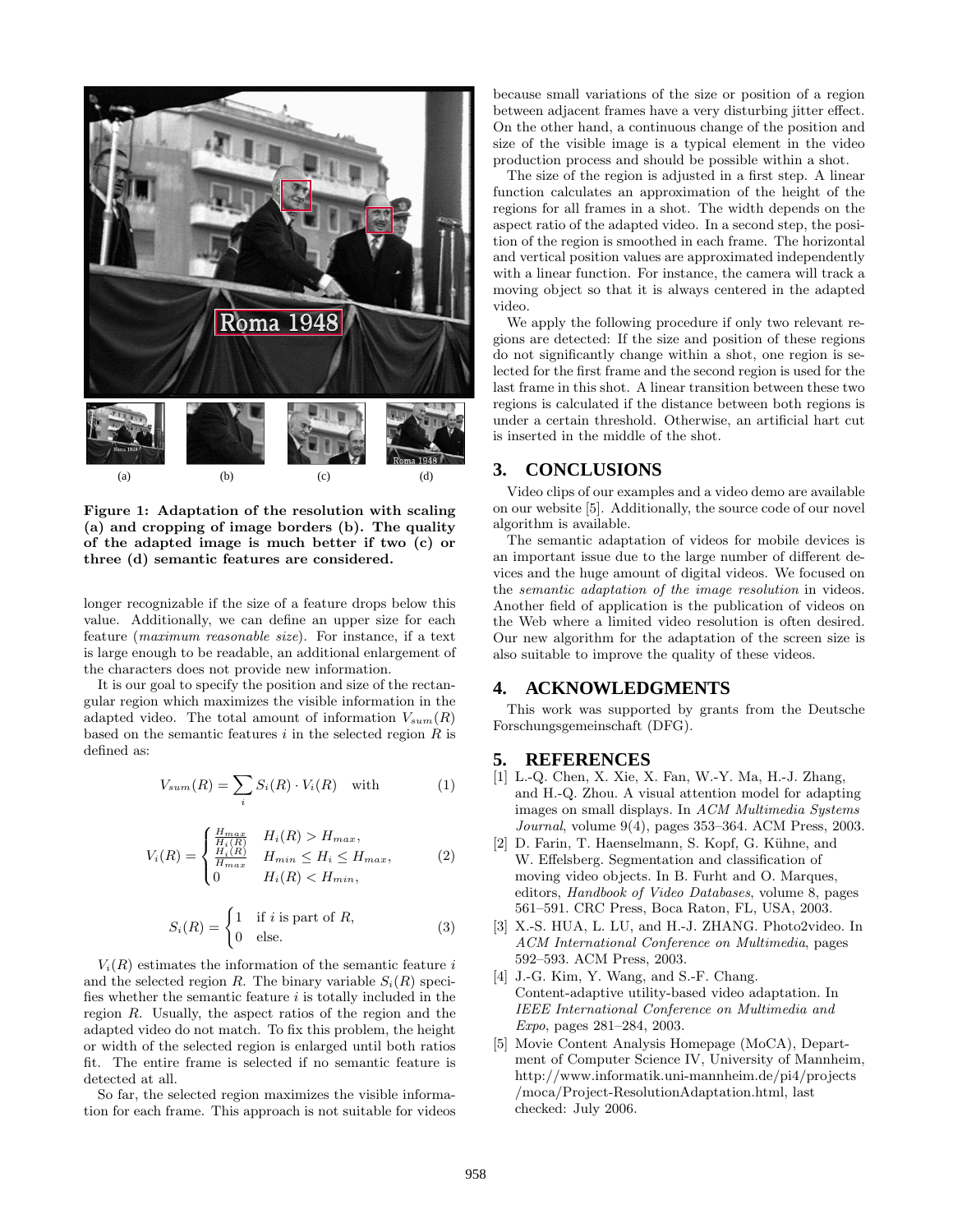(a) (b) (c) (d)

**Figure 1: Adaptation of the resolution with scaling (a) and cropping of image borders (b). The quality of the adapted image is much better if two (c) or three (d) semantic features are considered.**

longer recognizable if the size of a feature drops below this value. Additionally, we can define an upper size for each feature (*maximum reasonable size*). For instance, if a text is large enough to be readable, an additional enlargement of the characters does not provide new information.

It is our goal to specify the position and size of the rectangular region which maximizes the visible information in the adapted video. The total amount of information $V_{sum}(R)$ based on the semantic features $i$ in the selected region $R$ is defined as:

$$V_{sum}(R) = \sum_i S_i(R) \cdot V_i(R) \quad \text{with} \tag{1}$$

$$V_i(R) = \begin{cases} \frac{H_{max}}{H_i(R)} & H_i(R) > H_{max}, \\ \frac{H_i(R)}{H_{max}} & H_{min} \leq H_i \leq H_{max}, \\ 0 & H_i(R) < H_{min}, \end{cases} \tag{2}$$

$$S_i(R) = \begin{cases} 1 & \text{if } i \text{ is part of } R, \\ 0 & \text{else.} \end{cases} \tag{3}$$

$V_i(R)$ estimates the information of the semantic feature $i$ and the selected region $R$. The binary variable $S_i(R)$ specifies whether the semantic feature $i$ is totally included in the region $R$. Usually, the aspect ratios of the region and the adapted video do not match. To fix this problem, the height or width of the selected region is enlarged until both ratios fit. The entire frame is selected if no semantic feature is detected at all.

So far, the selected region maximizes the visible information for each frame. This approach is not suitable for videos because small variations of the size or position of a region between adjacent frames have a very disturbing jitter effect. On the other hand, a continuous change of the position and size of the visible image is a typical element in the video production process and should be possible within a shot.

The size of the region is adjusted in a first step. A linear function calculates an approximation of the height of the regions for all frames in a shot. The width depends on the aspect ratio of the adapted video. In a second step, the position of the region is smoothed in each frame. The horizontal and vertical position values are approximated independently with a linear function. For instance, the camera will track a moving object so that it is always centered in the adapted video.

We apply the following procedure if only two relevant regions are detected: If the size and position of these regions do not significantly change within a shot, one region is selected for the first frame and the second region is used for the last frame in this shot. A linear transition between these two regions is calculated if the distance between both regions is under a certain threshold. Otherwise, an artificial hart cut is inserted in the middle of the shot.

## 3. CONCLUSIONS

Video clips of our examples and a video demo are available on our website [5]. Additionally, the source code of our novel algorithm is available.

The semantic adaptation of videos for mobile devices is an important issue due to the large number of different devices and the huge amount of digital videos. We focused on the *semantic adaptation of the image resolution* in videos. Another field of application is the publication of videos on the Web where a limited video resolution is often desired. Our new algorithm for the adaptation of the screen size is also suitable to improve the quality of these videos.

## 4. ACKNOWLEDGMENTS

This work was supported by grants from the Deutsche Forschungsgemeinschaft (DFG).

## 5. REFERENCES

[1] L.-Q. Chen, X. Xie, X. Fan, W.-Y. Ma, H.-J. Zhang, and H.-Q. Zhou. A visual attention model for adapting images on small displays. In *ACM Multimedia Systems Journal*, volume 9(4), pages 353–364. ACM Press, 2003.

[2] D. Farin, T. Haenselmann, S. Kopf, G. Kühne, and W. Effelsberg. Segmentation and classification of moving video objects. In B. Furht and O. Marques, editors, *Handbook of Video Databases*, volume 8, pages 561–591. CRC Press, Boca Raton, FL, USA, 2003.

[3] X.-S. HUA, L. LU, and H.-J. ZHANG. Photo2video. In *ACM International Conference on Multimedia*, pages 592–593. ACM Press, 2003.

[4] J.-G. Kim, Y. Wang, and S.-F. Chang. Content-adaptive utility-based video adaptation. In *IEEE International Conference on Multimedia and Expo*, pages 281–284, 2003.

[5] Movie Content Analysis Homepage (MoCA), Department of Computer Science IV, University of Mannheim, http://www.informatik.uni-mannheim.de/pi4/projects/moca/Project-ResolutionAdaptation.html, last checked: July 2006.